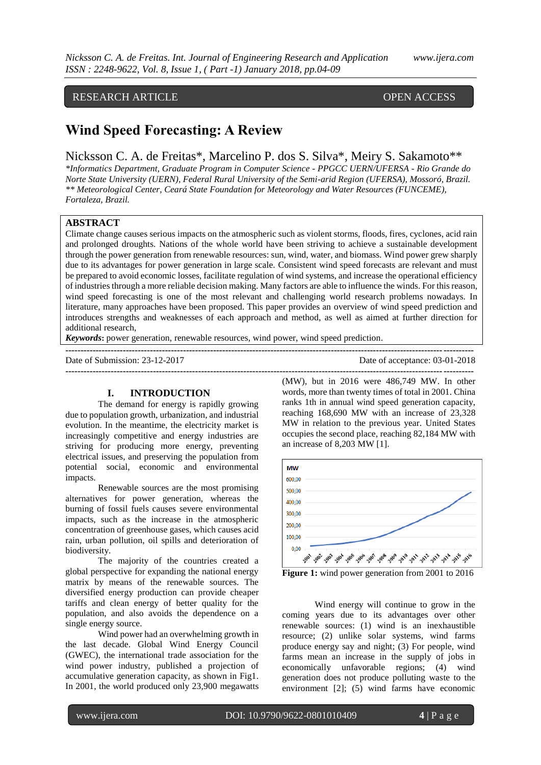RESEARCH ARTICLE OPEN ACCESS

# Wind Speed Forecasting: A Review

Nicksson C. A. de Freitas*, Marcelino P. dos S. Silva*, Meiry S. Sakamoto**

*\*Informatics Department, Graduate Program in Computer Science - PPGCC UERN/UFERSA - Rio Grande do Norte State University (UERN), Federal Rural University of the Semi-arid Region (UFERSA), Mossoró, Brazil.*
*\*\* Meteorological Center, Ceará State Foundation for Meteorology and Water Resources (FUNCEME), Fortaleza, Brazil.*

## ABSTRACT

Climate change causes serious impacts on the atmospheric such as violent storms, floods, fires, cyclones, acid rain and prolonged droughts. Nations of the whole world have been striving to achieve a sustainable development through the power generation from renewable resources: sun, wind, water, and biomass. Wind power grew sharply due to its advantages for power generation in large scale. Consistent wind speed forecasts are relevant and must be prepared to avoid economic losses, facilitate regulation of wind systems, and increase the operational efficiency of industries through a more reliable decision making. Many factors are able to influence the winds. For this reason, wind speed forecasting is one of the most relevant and challenging world research problems nowadays. In literature, many approaches have been proposed. This paper provides an overview of wind speed prediction and introduces strengths and weaknesses of each approach and method, as well as aimed at further direction for additional research,

***Keywords*****:** power generation, renewable resources, wind power, wind speed prediction.

---

Date of Submission: 23-12-2017 Date of acceptance: 03-01-2018

---

## I. INTRODUCTION

The demand for energy is rapidly growing due to population growth, urbanization, and industrial evolution. In the meantime, the electricity market is increasingly competitive and energy industries are striving for producing more energy, preventing electrical issues, and preserving the population from potential social, economic and environmental impacts.

Renewable sources are the most promising alternatives for power generation, whereas the burning of fossil fuels causes severe environmental impacts, such as the increase in the atmospheric concentration of greenhouse gases, which causes acid rain, urban pollution, oil spills and deterioration of biodiversity.

The majority of the countries created a global perspective for expanding the national energy matrix by means of the renewable sources. The diversified energy production can provide cheaper tariffs and clean energy of better quality for the population, and also avoids the dependence on a single energy source.

Wind power had an overwhelming growth in the last decade. Global Wind Energy Council (GWEC), the international trade association for the wind power industry, published a projection of accumulative generation capacity, as shown in Fig1. In 2001, the world produced only 23,900 megawatts (MW), but in 2016 were 486,749 MW. In other words, more than twenty times of total in 2001. China ranks 1th in annual wind speed generation capacity, reaching 168,690 MW with an increase of 23,328 MW in relation to the previous year. United States occupies the second place, reaching 82,184 MW with an increase of 8,203 MW [1].

**Figure 1:** wind power generation from 2001 to 2016

Wind energy will continue to grow in the coming years due to its advantages over other renewable sources: (1) wind is an inexhaustible resource; (2) unlike solar systems, wind farms produce energy say and night; (3) For people, wind farms mean an increase in the supply of jobs in economically unfavorable regions; (4) wind generation does not produce polluting waste to the environment [2]; (5) wind farms have economic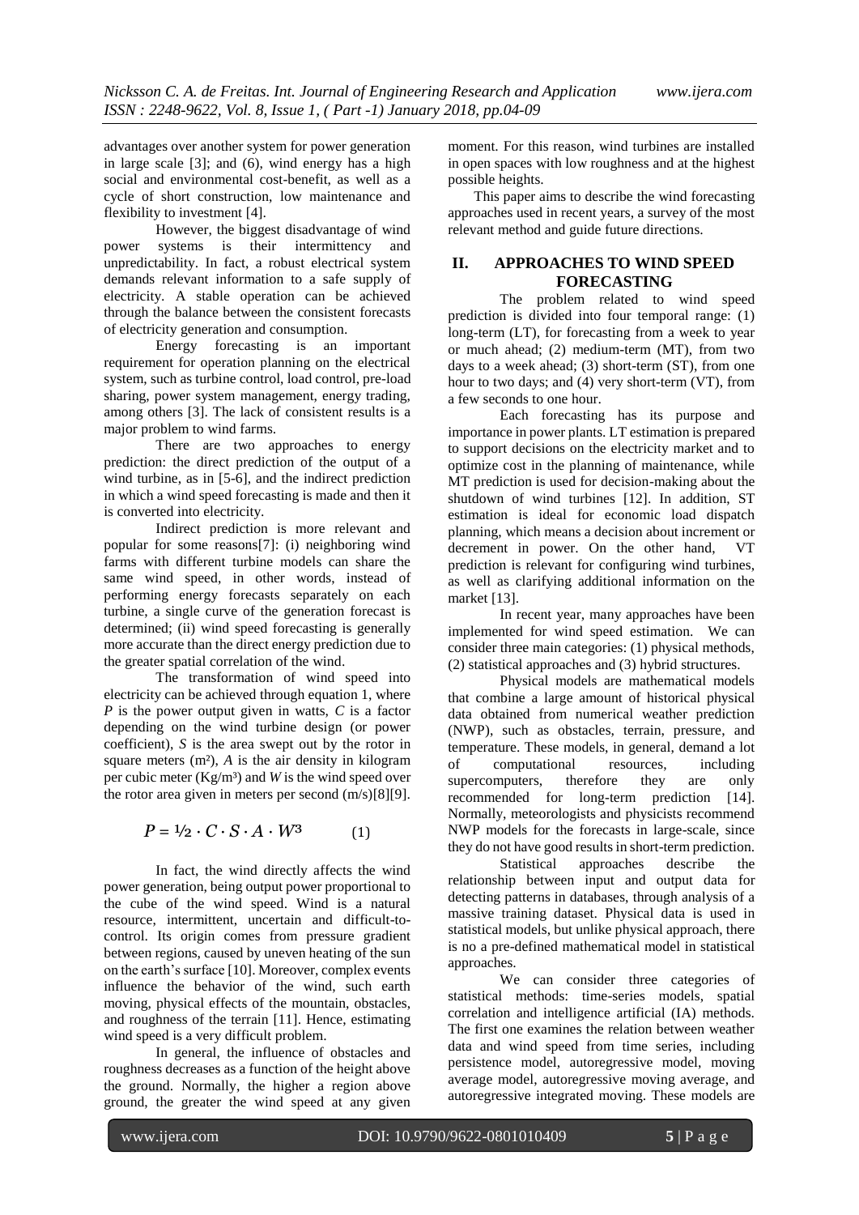advantages over another system for power generation in large scale [3]; and (6), wind energy has a high social and environmental cost-benefit, as well as a cycle of short construction, low maintenance and flexibility to investment [4].

However, the biggest disadvantage of wind power systems is their intermittency and unpredictability. In fact, a robust electrical system demands relevant information to a safe supply of electricity. A stable operation can be achieved through the balance between the consistent forecasts of electricity generation and consumption.

Energy forecasting is an important requirement for operation planning on the electrical system, such as turbine control, load control, pre-load sharing, power system management, energy trading, among others [3]. The lack of consistent results is a major problem to wind farms.

There are two approaches to energy prediction: the direct prediction of the output of a wind turbine, as in [5-6], and the indirect prediction in which a wind speed forecasting is made and then it is converted into electricity.

Indirect prediction is more relevant and popular for some reasons[7]: (i) neighboring wind farms with different turbine models can share the same wind speed, in other words, instead of performing energy forecasts separately on each turbine, a single curve of the generation forecast is determined; (ii) wind speed forecasting is generally more accurate than the direct energy prediction due to the greater spatial correlation of the wind.

The transformation of wind speed into electricity can be achieved through equation 1, where *P* is the power output given in watts, *C* is a factor depending on the wind turbine design (or power coefficient), *S* is the area swept out by the rotor in square meters (m²), *A* is the air density in kilogram per cubic meter (Kg/m³) and *W* is the wind speed over the rotor area given in meters per second (m/s)[8][9].

$$P = \tfrac{1}{2} \cdot C \cdot S \cdot A \cdot W^3 \qquad (1)$$

In fact, the wind directly affects the wind power generation, being output power proportional to the cube of the wind speed. Wind is a natural resource, intermittent, uncertain and difficult-to-control. Its origin comes from pressure gradient between regions, caused by uneven heating of the sun on the earth's surface [10]. Moreover, complex events influence the behavior of the wind, such earth moving, physical effects of the mountain, obstacles, and roughness of the terrain [11]. Hence, estimating wind speed is a very difficult problem.

In general, the influence of obstacles and roughness decreases as a function of the height above the ground. Normally, the higher a region above ground, the greater the wind speed at any given moment. For this reason, wind turbines are installed in open spaces with low roughness and at the highest possible heights.

This paper aims to describe the wind forecasting approaches used in recent years, a survey of the most relevant method and guide future directions.

## II. APPROACHES TO WIND SPEED FORECASTING

The problem related to wind speed prediction is divided into four temporal range: (1) long-term (LT), for forecasting from a week to year or much ahead; (2) medium-term (MT), from two days to a week ahead; (3) short-term (ST), from one hour to two days; and (4) very short-term (VT), from a few seconds to one hour.

Each forecasting has its purpose and importance in power plants. LT estimation is prepared to support decisions on the electricity market and to optimize cost in the planning of maintenance, while MT prediction is used for decision-making about the shutdown of wind turbines [12]. In addition, ST estimation is ideal for economic load dispatch planning, which means a decision about increment or decrement in power. On the other hand, VT prediction is relevant for configuring wind turbines, as well as clarifying additional information on the market [13].

In recent year, many approaches have been implemented for wind speed estimation. We can consider three main categories: (1) physical methods, (2) statistical approaches and (3) hybrid structures.

Physical models are mathematical models that combine a large amount of historical physical data obtained from numerical weather prediction (NWP), such as obstacles, terrain, pressure, and temperature. These models, in general, demand a lot of computational resources, including supercomputers, therefore they are only recommended for long-term prediction [14]. Normally, meteorologists and physicists recommend NWP models for the forecasts in large-scale, since they do not have good results in short-term prediction.

Statistical approaches describe the relationship between input and output data for detecting patterns in databases, through analysis of a massive training dataset. Physical data is used in statistical models, but unlike physical approach, there is no a pre-defined mathematical model in statistical approaches.

We can consider three categories of statistical methods: time-series models, spatial correlation and intelligence artificial (IA) methods. The first one examines the relation between weather data and wind speed from time series, including persistence model, autoregressive model, moving average model, autoregressive moving average, and autoregressive integrated moving. These models are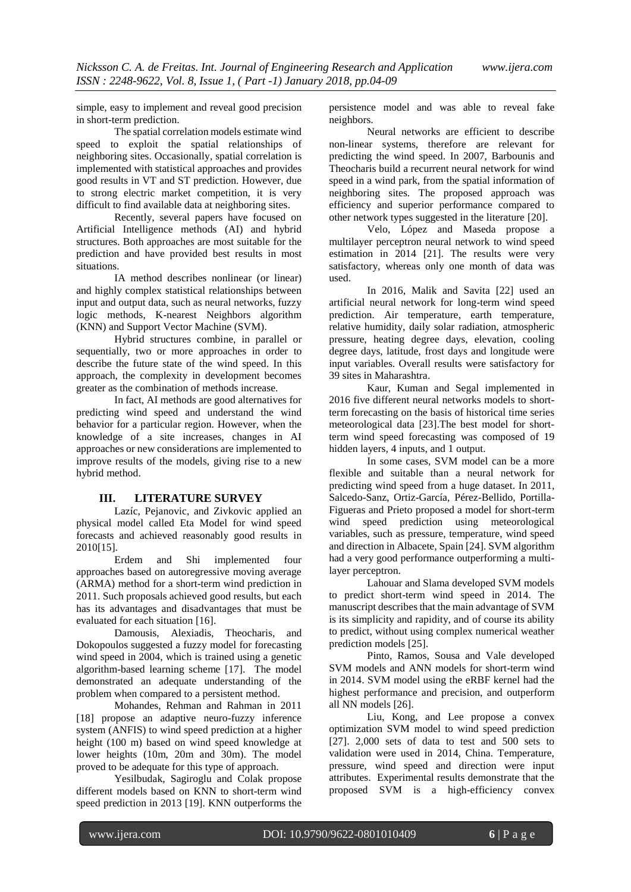simple, easy to implement and reveal good precision in short-term prediction.

The spatial correlation models estimate wind speed to exploit the spatial relationships of neighboring sites. Occasionally, spatial correlation is implemented with statistical approaches and provides good results in VT and ST prediction. However, due to strong electric market competition, it is very difficult to find available data at neighboring sites.

Recently, several papers have focused on Artificial Intelligence methods (AI) and hybrid structures. Both approaches are most suitable for the prediction and have provided best results in most situations.

IA method describes nonlinear (or linear) and highly complex statistical relationships between input and output data, such as neural networks, fuzzy logic methods, K-nearest Neighbors algorithm (KNN) and Support Vector Machine (SVM).

Hybrid structures combine, in parallel or sequentially, two or more approaches in order to describe the future state of the wind speed. In this approach, the complexity in development becomes greater as the combination of methods increase.

In fact, AI methods are good alternatives for predicting wind speed and understand the wind behavior for a particular region. However, when the knowledge of a site increases, changes in AI approaches or new considerations are implemented to improve results of the models, giving rise to a new hybrid method.

## III. LITERATURE SURVEY

Lazíc, Pejanovic, and Zivkovic applied an physical model called Eta Model for wind speed forecasts and achieved reasonably good results in 2010[15].

Erdem and Shi implemented four approaches based on autoregressive moving average (ARMA) method for a short-term wind prediction in 2011. Such proposals achieved good results, but each has its advantages and disadvantages that must be evaluated for each situation [16].

Damousis, Alexiadis, Theocharis, and Dokopoulos suggested a fuzzy model for forecasting wind speed in 2004, which is trained using a genetic algorithm-based learning scheme [17]. The model demonstrated an adequate understanding of the problem when compared to a persistent method.

Mohandes, Rehman and Rahman in 2011 [18] propose an adaptive neuro-fuzzy inference system (ANFIS) to wind speed prediction at a higher height (100 m) based on wind speed knowledge at lower heights (10m, 20m and 30m). The model proved to be adequate for this type of approach.

Yesilbudak, Sagiroglu and Colak propose different models based on KNN to short-term wind speed prediction in 2013 [19]. KNN outperforms the persistence model and was able to reveal fake neighbors.

Neural networks are efficient to describe non-linear systems, therefore are relevant for predicting the wind speed. In 2007, Barbounis and Theocharis build a recurrent neural network for wind speed in a wind park, from the spatial information of neighboring sites. The proposed approach was efficiency and superior performance compared to other network types suggested in the literature [20].

Velo, López and Maseda propose a multilayer perceptron neural network to wind speed estimation in 2014 [21]. The results were very satisfactory, whereas only one month of data was used.

In 2016, Malik and Savita [22] used an artificial neural network for long-term wind speed prediction. Air temperature, earth temperature, relative humidity, daily solar radiation, atmospheric pressure, heating degree days, elevation, cooling degree days, latitude, frost days and longitude were input variables. Overall results were satisfactory for 39 sites in Maharashtra.

Kaur, Kuman and Segal implemented in 2016 five different neural networks models to short-term forecasting on the basis of historical time series meteorological data [23].The best model for short-term wind speed forecasting was composed of 19 hidden layers, 4 inputs, and 1 output.

In some cases, SVM model can be a more flexible and suitable than a neural network for predicting wind speed from a huge dataset. In 2011, Salcedo-Sanz, Ortiz-García, Pérez-Bellido, Portilla-Figueras and Prieto proposed a model for short-term wind speed prediction using meteorological variables, such as pressure, temperature, wind speed and direction in Albacete, Spain [24]. SVM algorithm had a very good performance outperforming a multi-layer perceptron.

Lahouar and Slama developed SVM models to predict short-term wind speed in 2014. The manuscript describes that the main advantage of SVM is its simplicity and rapidity, and of course its ability to predict, without using complex numerical weather prediction models [25].

Pinto, Ramos, Sousa and Vale developed SVM models and ANN models for short-term wind in 2014. SVM model using the eRBF kernel had the highest performance and precision, and outperform all NN models [26].

Liu, Kong, and Lee propose a convex optimization SVM model to wind speed prediction [27]. 2,000 sets of data to test and 500 sets to validation were used in 2014, China. Temperature, pressure, wind speed and direction were input attributes. Experimental results demonstrate that the proposed SVM is a high-efficiency convex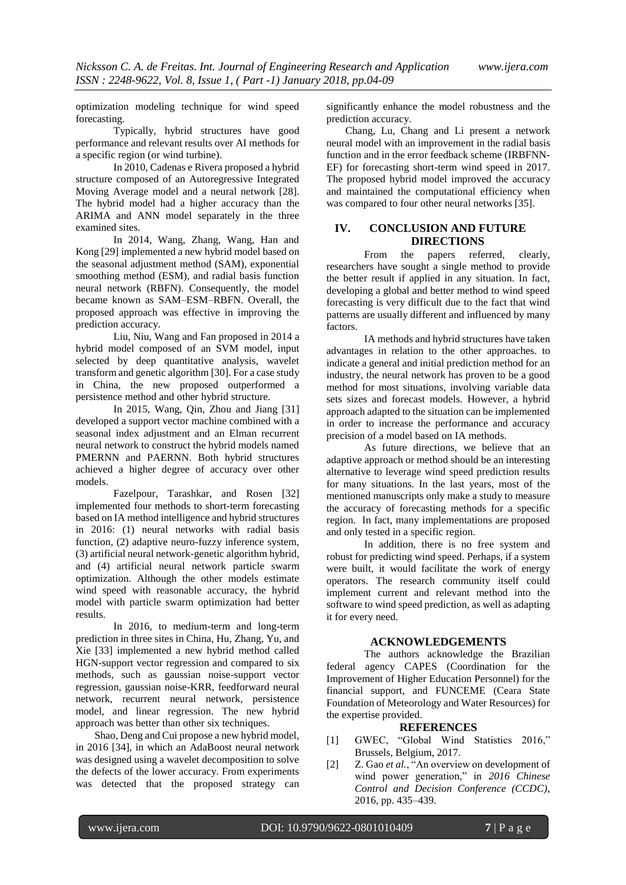optimization modeling technique for wind speed forecasting.

Typically, hybrid structures have good performance and relevant results over AI methods for a specific region (or wind turbine).

In 2010, Cadenas e Rivera proposed a hybrid structure composed of an Autoregressive Integrated Moving Average model and a neural network [28]. The hybrid model had a higher accuracy than the ARIMA and ANN model separately in the three examined sites.

In 2014, Wang, Zhang, Wang, Han and Kong [29] implemented a new hybrid model based on the seasonal adjustment method (SAM), exponential smoothing method (ESM), and radial basis function neural network (RBFN). Consequently, the model became known as SAM–ESM–RBFN. Overall, the proposed approach was effective in improving the prediction accuracy.

Liu, Niu, Wang and Fan proposed in 2014 a hybrid model composed of an SVM model, input selected by deep quantitative analysis, wavelet transform and genetic algorithm [30]. For a case study in China, the new proposed outperformed a persistence method and other hybrid structure.

In 2015, Wang, Qin, Zhou and Jiang [31] developed a support vector machine combined with a seasonal index adjustment and an Elman recurrent neural network to construct the hybrid models named PMERNN and PAERNN. Both hybrid structures achieved a higher degree of accuracy over other models.

Fazelpour, Tarashkar, and Rosen [32] implemented four methods to short-term forecasting based on IA method intelligence and hybrid structures in 2016: (1) neural networks with radial basis function, (2) adaptive neuro-fuzzy inference system, (3) artificial neural network-genetic algorithm hybrid, and (4) artificial neural network particle swarm optimization. Although the other models estimate wind speed with reasonable accuracy, the hybrid model with particle swarm optimization had better results.

In 2016, to medium-term and long-term prediction in three sites in China, Hu, Zhang, Yu, and Xie [33] implemented a new hybrid method called HGN-support vector regression and compared to six methods, such as gaussian noise-support vector regression, gaussian noise-KRR, feedforward neural network, recurrent neural network, persistence model, and linear regression. The new hybrid approach was better than other six techniques.

Shao, Deng and Cui propose a new hybrid model, in 2016 [34], in which an AdaBoost neural network was designed using a wavelet decomposition to solve the defects of the lower accuracy. From experiments was detected that the proposed strategy can significantly enhance the model robustness and the prediction accuracy.

Chang, Lu, Chang and Li present a network neural model with an improvement in the radial basis function and in the error feedback scheme (IRBFNN-EF) for forecasting short-term wind speed in 2017. The proposed hybrid model improved the accuracy and maintained the computational efficiency when was compared to four other neural networks [35].

## IV. CONCLUSION AND FUTURE DIRECTIONS

From the papers referred, clearly, researchers have sought a single method to provide the better result if applied in any situation. In fact, developing a global and better method to wind speed forecasting is very difficult due to the fact that wind patterns are usually different and influenced by many factors.

IA methods and hybrid structures have taken advantages in relation to the other approaches. to indicate a general and initial prediction method for an industry, the neural network has proven to be a good method for most situations, involving variable data sets sizes and forecast models. However, a hybrid approach adapted to the situation can be implemented in order to increase the performance and accuracy precision of a model based on IA methods.

As future directions, we believe that an adaptive approach or method should be an interesting alternative to leverage wind speed prediction results for many situations. In the last years, most of the mentioned manuscripts only make a study to measure the accuracy of forecasting methods for a specific region. In fact, many implementations are proposed and only tested in a specific region.

In addition, there is no free system and robust for predicting wind speed. Perhaps, if a system were built, it would facilitate the work of energy operators. The research community itself could implement current and relevant method into the software to wind speed prediction, as well as adapting it for every need.

## ACKNOWLEDGEMENTS

The authors acknowledge the Brazilian federal agency CAPES (Coordination for the Improvement of Higher Education Personnel) for the financial support, and FUNCEME (Ceara State Foundation of Meteorology and Water Resources) for the expertise provided.

## REFERENCES

[1] GWEC, "Global Wind Statistics 2016," Brussels, Belgium, 2017.

[2] Z. Gao *et al.*, "An overview on development of wind power generation," in *2016 Chinese Control and Decision Conference (CCDC)*, 2016, pp. 435–439.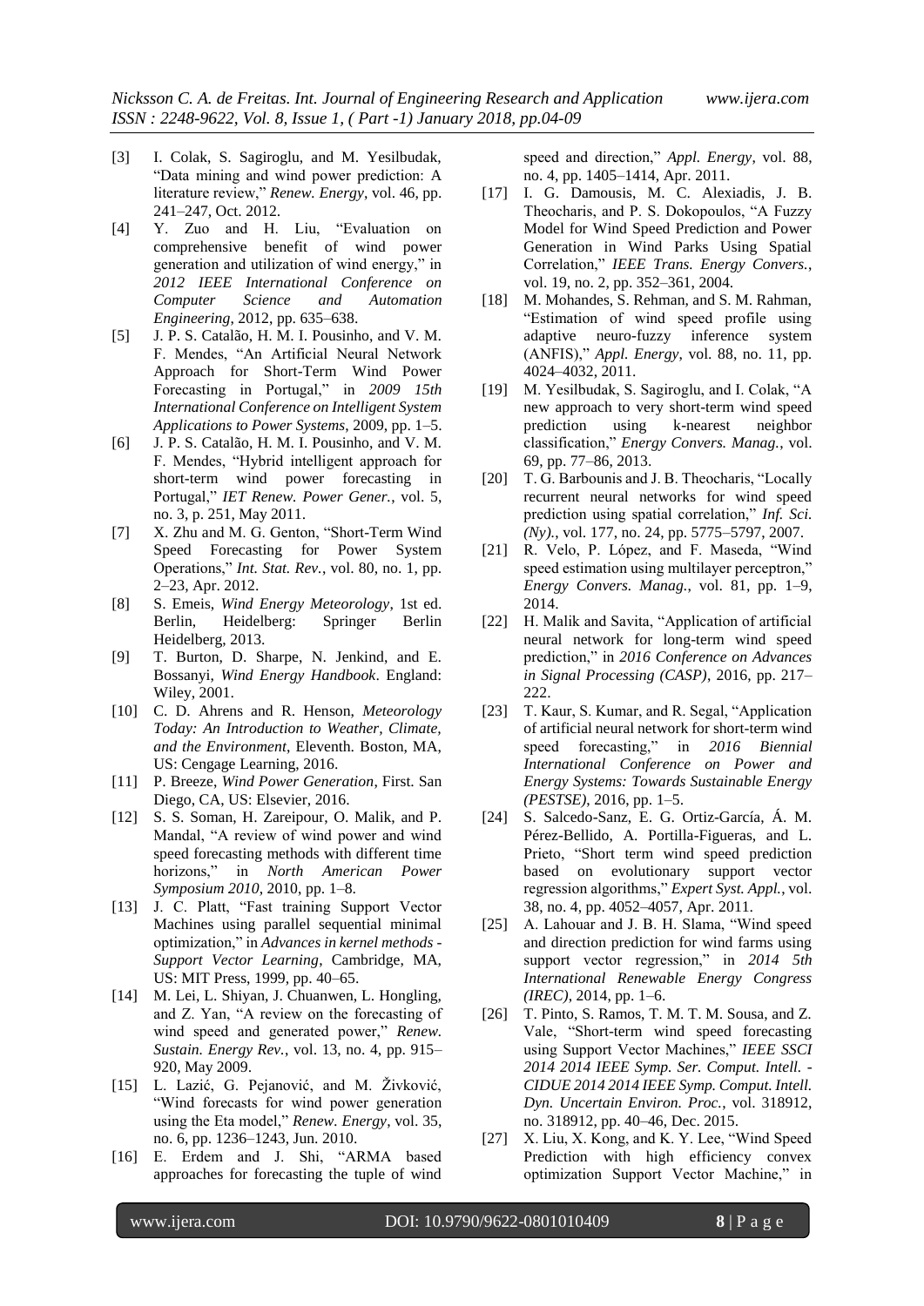[3] I. Colak, S. Sagiroglu, and M. Yesilbudak, "Data mining and wind power prediction: A literature review," *Renew. Energy*, vol. 46, pp. 241–247, Oct. 2012.

[4] Y. Zuo and H. Liu, "Evaluation on comprehensive benefit of wind power generation and utilization of wind energy," in *2012 IEEE International Conference on Computer Science and Automation Engineering*, 2012, pp. 635–638.

[5] J. P. S. Catalão, H. M. I. Pousinho, and V. M. F. Mendes, "An Artificial Neural Network Approach for Short-Term Wind Power Forecasting in Portugal," in *2009 15th International Conference on Intelligent System Applications to Power Systems*, 2009, pp. 1–5.

[6] J. P. S. Catalão, H. M. I. Pousinho, and V. M. F. Mendes, "Hybrid intelligent approach for short-term wind power forecasting in Portugal," *IET Renew. Power Gener.*, vol. 5, no. 3, p. 251, May 2011.

[7] X. Zhu and M. G. Genton, "Short-Term Wind Speed Forecasting for Power System Operations," *Int. Stat. Rev.*, vol. 80, no. 1, pp. 2–23, Apr. 2012.

[8] S. Emeis, *Wind Energy Meteorology*, 1st ed. Berlin, Heidelberg: Springer Berlin Heidelberg, 2013.

[9] T. Burton, D. Sharpe, N. Jenkind, and E. Bossanyi, *Wind Energy Handbook*. England: Wiley, 2001.

[10] C. D. Ahrens and R. Henson, *Meteorology Today: An Introduction to Weather, Climate, and the Environment*, Eleventh. Boston, MA, US: Cengage Learning, 2016.

[11] P. Breeze, *Wind Power Generation*, First. San Diego, CA, US: Elsevier, 2016.

[12] S. S. Soman, H. Zareipour, O. Malik, and P. Mandal, "A review of wind power and wind speed forecasting methods with different time horizons," in *North American Power Symposium 2010*, 2010, pp. 1–8.

[13] J. C. Platt, "Fast training Support Vector Machines using parallel sequential minimal optimization," in *Advances in kernel methods - Support Vector Learning*, Cambridge, MA, US: MIT Press, 1999, pp. 40–65.

[14] M. Lei, L. Shiyan, J. Chuanwen, L. Hongling, and Z. Yan, "A review on the forecasting of wind speed and generated power," *Renew. Sustain. Energy Rev.*, vol. 13, no. 4, pp. 915–920, May 2009.

[15] L. Lazić, G. Pejanović, and M. Živković, "Wind forecasts for wind power generation using the Eta model," *Renew. Energy*, vol. 35, no. 6, pp. 1236–1243, Jun. 2010.

[16] E. Erdem and J. Shi, "ARMA based approaches for forecasting the tuple of wind speed and direction," *Appl. Energy*, vol. 88, no. 4, pp. 1405–1414, Apr. 2011.

[17] I. G. Damousis, M. C. Alexiadis, J. B. Theocharis, and P. S. Dokopoulos, "A Fuzzy Model for Wind Speed Prediction and Power Generation in Wind Parks Using Spatial Correlation," *IEEE Trans. Energy Convers.*, vol. 19, no. 2, pp. 352–361, 2004.

[18] M. Mohandes, S. Rehman, and S. M. Rahman, "Estimation of wind speed profile using adaptive neuro-fuzzy inference system (ANFIS)," *Appl. Energy*, vol. 88, no. 11, pp. 4024–4032, 2011.

[19] M. Yesilbudak, S. Sagiroglu, and I. Colak, "A new approach to very short-term wind speed prediction using k-nearest neighbor classification," *Energy Convers. Manag.*, vol. 69, pp. 77–86, 2013.

[20] T. G. Barbounis and J. B. Theocharis, "Locally recurrent neural networks for wind speed prediction using spatial correlation," *Inf. Sci. (Ny).*, vol. 177, no. 24, pp. 5775–5797, 2007.

[21] R. Velo, P. López, and F. Maseda, "Wind speed estimation using multilayer perceptron," *Energy Convers. Manag.*, vol. 81, pp. 1–9, 2014.

[22] H. Malik and Savita, "Application of artificial neural network for long-term wind speed prediction," in *2016 Conference on Advances in Signal Processing (CASP)*, 2016, pp. 217–222.

[23] T. Kaur, S. Kumar, and R. Segal, "Application of artificial neural network for short-term wind speed forecasting," in *2016 Biennial International Conference on Power and Energy Systems: Towards Sustainable Energy (PESTSE)*, 2016, pp. 1–5.

[24] S. Salcedo-Sanz, E. G. Ortiz-García, Á. M. Pérez-Bellido, A. Portilla-Figueras, and L. Prieto, "Short term wind speed prediction based on evolutionary support vector regression algorithms," *Expert Syst. Appl.*, vol. 38, no. 4, pp. 4052–4057, Apr. 2011.

[25] A. Lahouar and J. B. H. Slama, "Wind speed and direction prediction for wind farms using support vector regression," in *2014 5th International Renewable Energy Congress (IREC)*, 2014, pp. 1–6.

[26] T. Pinto, S. Ramos, T. M. T. M. Sousa, and Z. Vale, "Short-term wind speed forecasting using Support Vector Machines," *IEEE SSCI 2014 2014 IEEE Symp. Ser. Comput. Intell. - CIDUE 2014 2014 IEEE Symp. Comput. Intell. Dyn. Uncertain Environ. Proc.*, vol. 318912, no. 318912, pp. 40–46, Dec. 2015.

[27] X. Liu, X. Kong, and K. Y. Lee, "Wind Speed Prediction with high efficiency convex optimization Support Vector Machine," in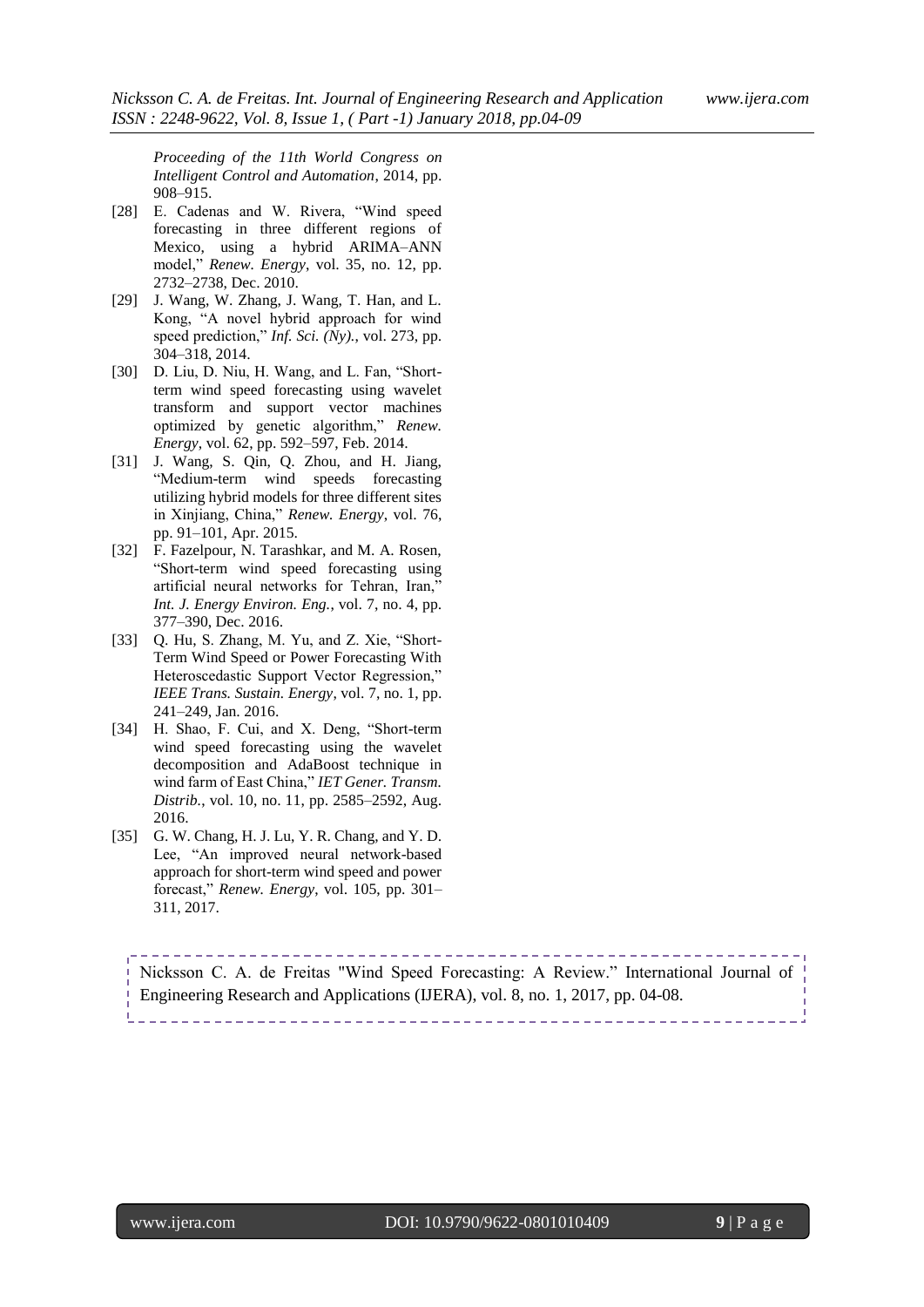*Proceeding of the 11th World Congress on Intelligent Control and Automation*, 2014, pp. 908–915.

[28] E. Cadenas and W. Rivera, "Wind speed forecasting in three different regions of Mexico, using a hybrid ARIMA–ANN model," *Renew. Energy*, vol. 35, no. 12, pp. 2732–2738, Dec. 2010.

[29] J. Wang, W. Zhang, J. Wang, T. Han, and L. Kong, "A novel hybrid approach for wind speed prediction," *Inf. Sci. (Ny).*, vol. 273, pp. 304–318, 2014.

[30] D. Liu, D. Niu, H. Wang, and L. Fan, "Short-term wind speed forecasting using wavelet transform and support vector machines optimized by genetic algorithm," *Renew. Energy*, vol. 62, pp. 592–597, Feb. 2014.

[31] J. Wang, S. Qin, Q. Zhou, and H. Jiang, "Medium-term wind speeds forecasting utilizing hybrid models for three different sites in Xinjiang, China," *Renew. Energy*, vol. 76, pp. 91–101, Apr. 2015.

[32] F. Fazelpour, N. Tarashkar, and M. A. Rosen, "Short-term wind speed forecasting using artificial neural networks for Tehran, Iran," *Int. J. Energy Environ. Eng.*, vol. 7, no. 4, pp. 377–390, Dec. 2016.

[33] Q. Hu, S. Zhang, M. Yu, and Z. Xie, "Short-Term Wind Speed or Power Forecasting With Heteroscedastic Support Vector Regression," *IEEE Trans. Sustain. Energy*, vol. 7, no. 1, pp. 241–249, Jan. 2016.

[34] H. Shao, F. Cui, and X. Deng, "Short-term wind speed forecasting using the wavelet decomposition and AdaBoost technique in wind farm of East China," *IET Gener. Transm. Distrib.*, vol. 10, no. 11, pp. 2585–2592, Aug. 2016.

[35] G. W. Chang, H. J. Lu, Y. R. Chang, and Y. D. Lee, "An improved neural network-based approach for short-term wind speed and power forecast," *Renew. Energy*, vol. 105, pp. 301–311, 2017.

Nicksson C. A. de Freitas "Wind Speed Forecasting: A Review." International Journal of Engineering Research and Applications (IJERA), vol. 8, no. 1, 2017, pp. 04-08.